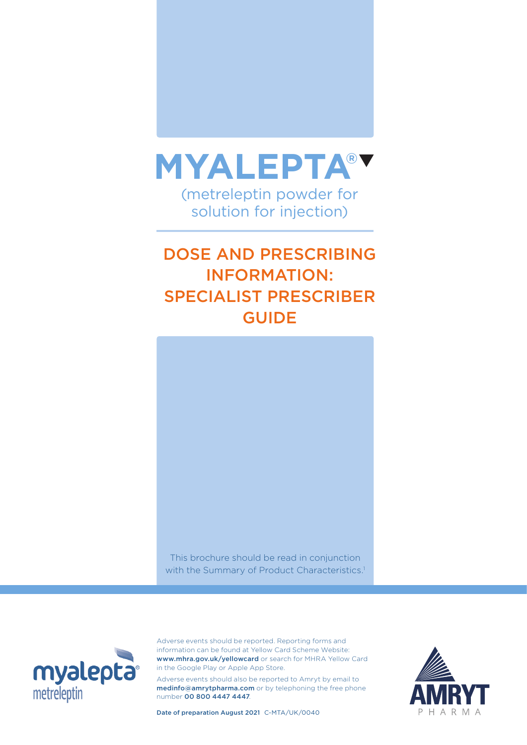# MYALEPTA®▼

(metreleptin powder for solution for injection)

## DOSE AND PRESCRIBING INFORMATION: SPECIALIST PRESCRIBER GUIDE

This brochure should be read in conjunction with the Summary of Product Characteristics.[1]

Adverse events should be reported. Reporting forms and information can be found at Yellow Card Scheme Website: **www.mhra.gov.uk/yellowcard** or search for MHRA Yellow Card in the Google Play or Apple App Store.

Adverse events should also be reported to Amryt by email to **medinfo@amrytpharma.com** or by telephoning the free phone number **00 800 4447 4447**.

**Date of preparation August 2021** C-MTA/UK/0040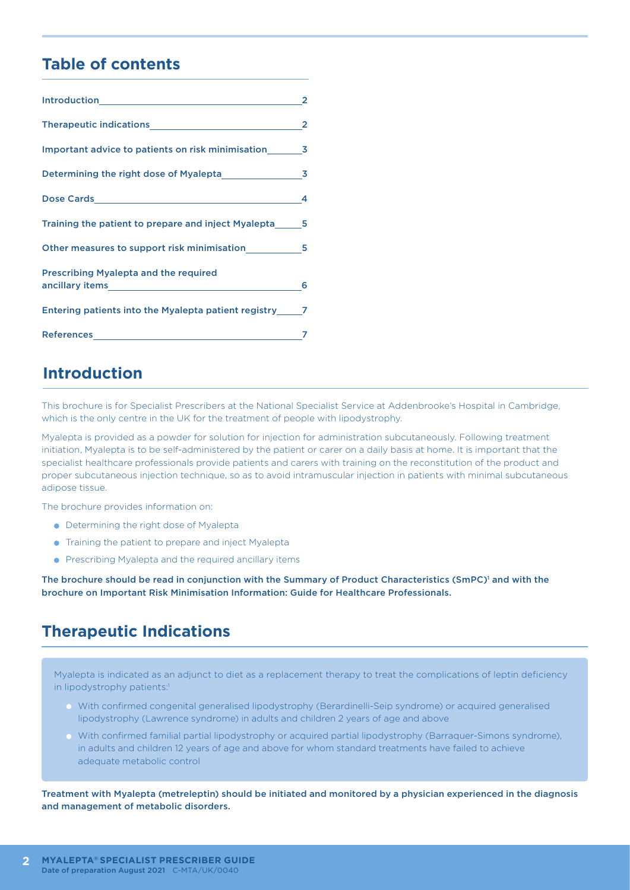## Table of contents

| | |
|---|---|
| Introduction | 2 |
| Therapeutic indications | 2 |
| Important advice to patients on risk minimisation | 3 |
| Determining the right dose of Myalepta | 3 |
| Dose Cards | 4 |
| Training the patient to prepare and inject Myalepta | 5 |
| Other measures to support risk minimisation | 5 |
| Prescribing Myalepta and the required ancillary items | 6 |
| Entering patients into the Myalepta patient registry | 7 |
| References | 7 |

## Introduction

This brochure is for Specialist Prescribers at the National Specialist Service at Addenbrooke's Hospital in Cambridge, which is the only centre in the UK for the treatment of people with lipodystrophy.

Myalepta is provided as a powder for solution for injection for administration subcutaneously. Following treatment initiation, Myalepta is to be self-administered by the patient or carer on a daily basis at home. It is important that the specialist healthcare professionals provide patients and carers with training on the reconstitution of the product and proper subcutaneous injection technique, so as to avoid intramuscular injection in patients with minimal subcutaneous adipose tissue.

The brochure provides information on:

- Determining the right dose of Myalepta
- Training the patient to prepare and inject Myalepta
- Prescribing Myalepta and the required ancillary items

**The brochure should be read in conjunction with the Summary of Product Characteristics (SmPC)[1] and with the brochure on Important Risk Minimisation Information: Guide for Healthcare Professionals.**

## Therapeutic Indications

Myalepta is indicated as an adjunct to diet as a replacement therapy to treat the complications of leptin deficiency in lipodystrophy patients:[1]

- With confirmed congenital generalised lipodystrophy (Berardinelli-Seip syndrome) or acquired generalised lipodystrophy (Lawrence syndrome) in adults and children 2 years of age and above
- With confirmed familial partial lipodystrophy or acquired partial lipodystrophy (Barraquer-Simons syndrome), in adults and children 12 years of age and above for whom standard treatments have failed to achieve adequate metabolic control

**Treatment with Myalepta (metreleptin) should be initiated and monitored by a physician experienced in the diagnosis and management of metabolic disorders.**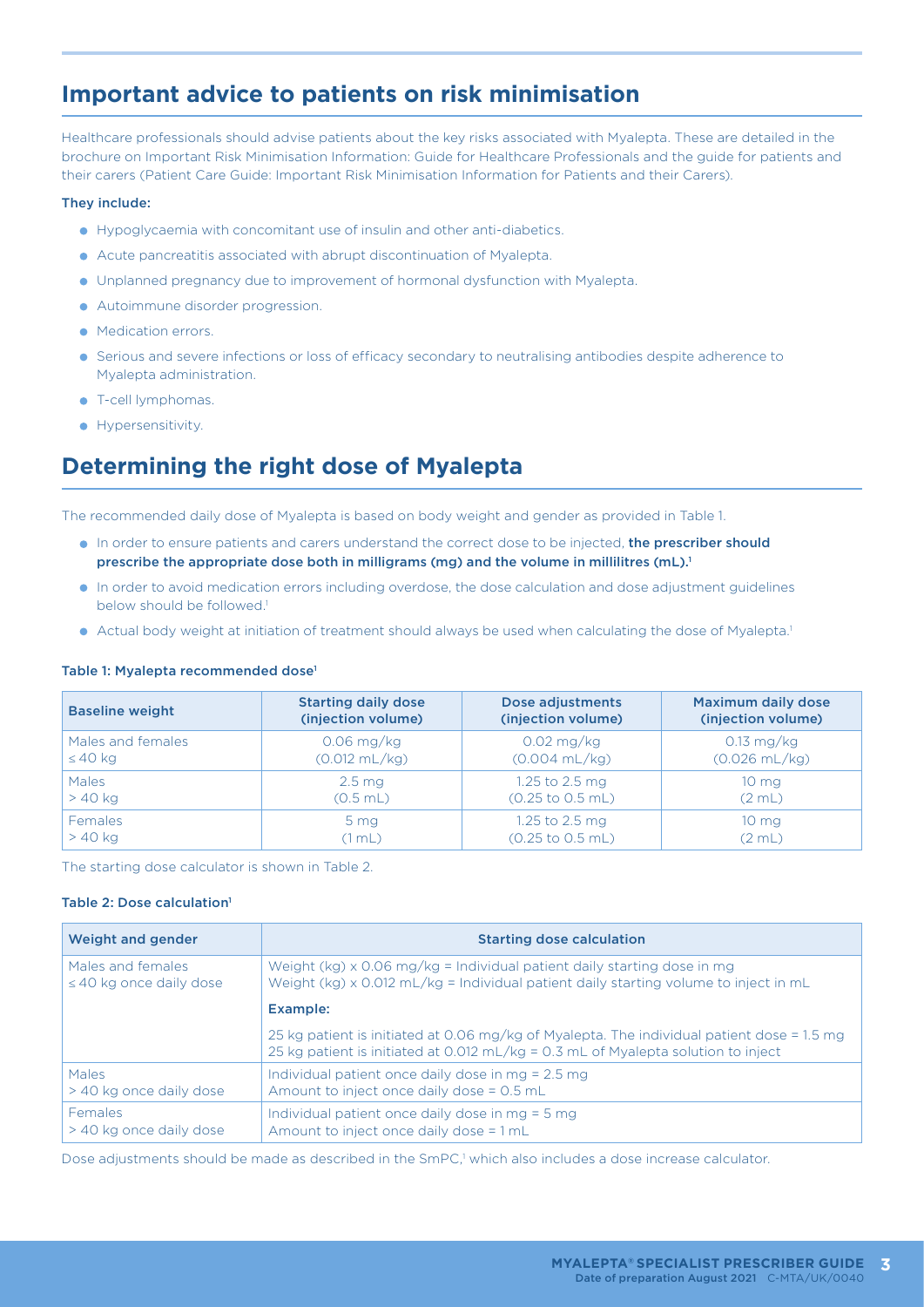## Important advice to patients on risk minimisation

Healthcare professionals should advise patients about the key risks associated with Myalepta. These are detailed in the brochure on Important Risk Minimisation Information: Guide for Healthcare Professionals and the guide for patients and their carers (Patient Care Guide: Important Risk Minimisation Information for Patients and their Carers).

**They include:**

- Hypoglycaemia with concomitant use of insulin and other anti-diabetics.
- Acute pancreatitis associated with abrupt discontinuation of Myalepta.
- Unplanned pregnancy due to improvement of hormonal dysfunction with Myalepta.
- Autoimmune disorder progression.
- Medication errors.
- Serious and severe infections or loss of efficacy secondary to neutralising antibodies despite adherence to Myalepta administration.
- T-cell lymphomas.
- Hypersensitivity.

## Determining the right dose of Myalepta

The recommended daily dose of Myalepta is based on body weight and gender as provided in Table 1.

- In order to ensure patients and carers understand the correct dose to be injected, **the prescriber should prescribe the appropriate dose both in milligrams (mg) and the volume in millilitres (mL).**[1]
- In order to avoid medication errors including overdose, the dose calculation and dose adjustment guidelines below should be followed.[1]
- Actual body weight at initiation of treatment should always be used when calculating the dose of Myalepta.[1]

**Table 1: Myalepta recommended dose**[1]

| Baseline weight | Starting daily dose (injection volume) | Dose adjustments (injection volume) | Maximum daily dose (injection volume) |
|---|---|---|---|
| Males and females ≤ 40 kg | 0.06 mg/kg (0.012 mL/kg) | 0.02 mg/kg (0.004 mL/kg) | 0.13 mg/kg (0.026 mL/kg) |
| Males > 40 kg | 2.5 mg (0.5 mL) | 1.25 to 2.5 mg (0.25 to 0.5 mL) | 10 mg (2 mL) |
| Females > 40 kg | 5 mg (1 mL) | 1.25 to 2.5 mg (0.25 to 0.5 mL) | 10 mg (2 mL) |

The starting dose calculator is shown in Table 2.

**Table 2: Dose calculation**[1]

| Weight and gender | Starting dose calculation |
|---|---|
| Males and females ≤ 40 kg once daily dose | Weight (kg) x 0.06 mg/kg = Individual patient daily starting dose in mg<br>Weight (kg) x 0.012 mL/kg = Individual patient daily starting volume to inject in mL<br>**Example:**<br>25 kg patient is initiated at 0.06 mg/kg of Myalepta. The individual patient dose = 1.5 mg<br>25 kg patient is initiated at 0.012 mL/kg = 0.3 mL of Myalepta solution to inject |
| Males > 40 kg once daily dose | Individual patient once daily dose in mg = 2.5 mg<br>Amount to inject once daily dose = 0.5 mL |
| Females > 40 kg once daily dose | Individual patient once daily dose in mg = 5 mg<br>Amount to inject once daily dose = 1 mL |

Dose adjustments should be made as described in the SmPC,[1] which also includes a dose increase calculator.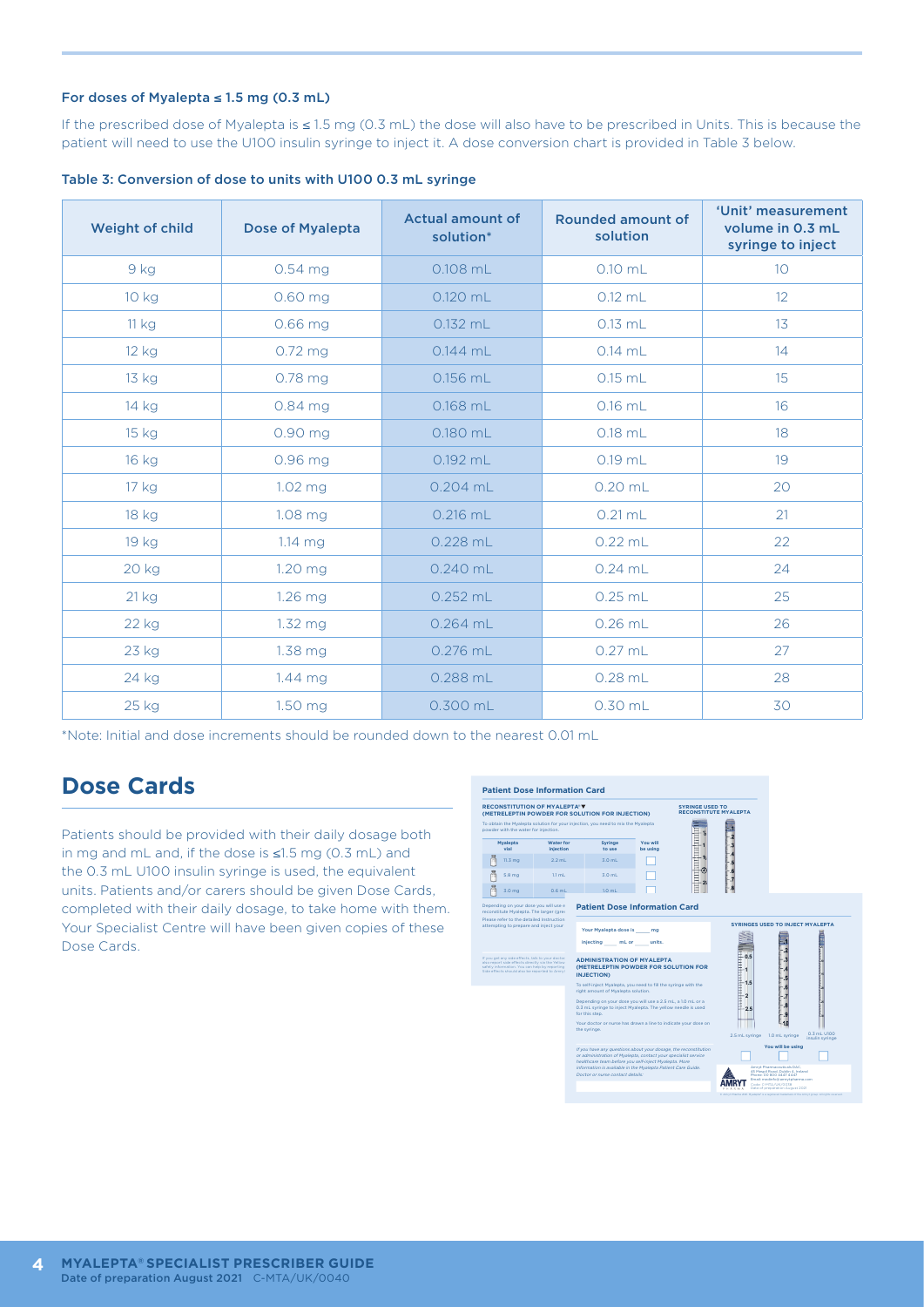### For doses of Myalepta ≤ 1.5 mg (0.3 mL)

If the prescribed dose of Myalepta is ≤ 1.5 mg (0.3 mL) the dose will also have to be prescribed in Units. This is because the patient will need to use the U100 insulin syringe to inject it. A dose conversion chart is provided in Table 3 below.

**Table 3: Conversion of dose to units with U100 0.3 mL syringe**

| Weight of child | Dose of Myalepta | Actual amount of solution* | Rounded amount of solution | 'Unit' measurement volume in 0.3 mL syringe to inject |
|---|---|---|---|---|
| 9 kg | 0.54 mg | 0.108 mL | 0.10 mL | 10 |
| 10 kg | 0.60 mg | 0.120 mL | 0.12 mL | 12 |
| 11 kg | 0.66 mg | 0.132 mL | 0.13 mL | 13 |
| 12 kg | 0.72 mg | 0.144 mL | 0.14 mL | 14 |
| 13 kg | 0.78 mg | 0.156 mL | 0.15 mL | 15 |
| 14 kg | 0.84 mg | 0.168 mL | 0.16 mL | 16 |
| 15 kg | 0.90 mg | 0.180 mL | 0.18 mL | 18 |
| 16 kg | 0.96 mg | 0.192 mL | 0.19 mL | 19 |
| 17 kg | 1.02 mg | 0.204 mL | 0.20 mL | 20 |
| 18 kg | 1.08 mg | 0.216 mL | 0.21 mL | 21 |
| 19 kg | 1.14 mg | 0.228 mL | 0.22 mL | 22 |
| 20 kg | 1.20 mg | 0.240 mL | 0.24 mL | 24 |
| 21 kg | 1.26 mg | 0.252 mL | 0.25 mL | 25 |
| 22 kg | 1.32 mg | 0.264 mL | 0.26 mL | 26 |
| 23 kg | 1.38 mg | 0.276 mL | 0.27 mL | 27 |
| 24 kg | 1.44 mg | 0.288 mL | 0.28 mL | 28 |
| 25 kg | 1.50 mg | 0.300 mL | 0.30 mL | 30 |

*Note: Initial and dose increments should be rounded down to the nearest 0.01 mL

## Dose Cards

Patients should be provided with their daily dosage both in mg and mL and, if the dose is ≤1.5 mg (0.3 mL) and the 0.3 mL U100 insulin syringe is used, the equivalent units. Patients and/or carers should be given Dose Cards, completed with their daily dosage, to take home with them. Your Specialist Centre will have been given copies of these Dose Cards.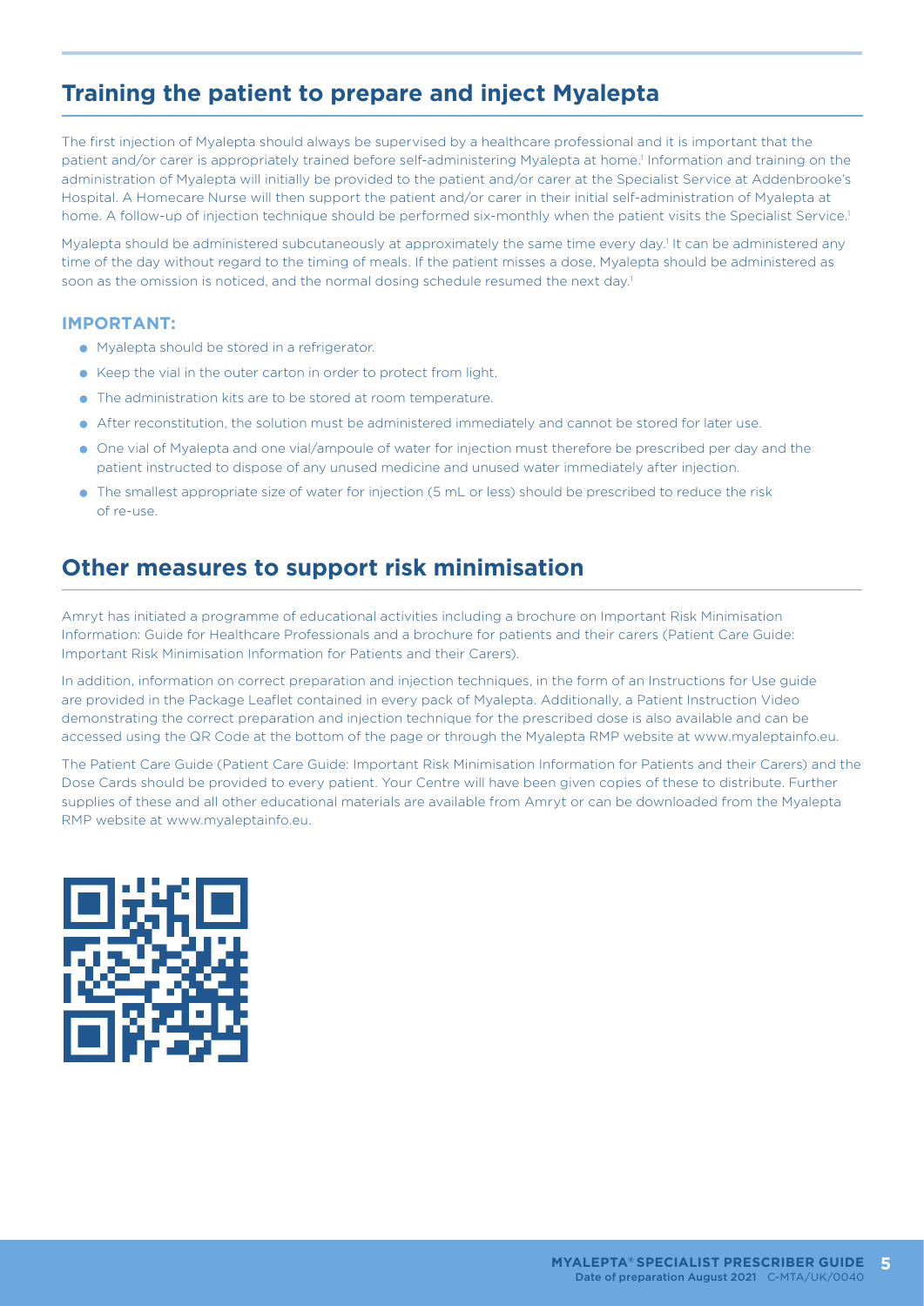## Training the patient to prepare and inject Myalepta

The first injection of Myalepta should always be supervised by a healthcare professional and it is important that the patient and/or carer is appropriately trained before self-administering Myalepta at home.[1] Information and training on the administration of Myalepta will initially be provided to the patient and/or carer at the Specialist Service at Addenbrooke's Hospital. A Homecare Nurse will then support the patient and/or carer in their initial self-administration of Myalepta at home. A follow-up of injection technique should be performed six-monthly when the patient visits the Specialist Service.[1]

Myalepta should be administered subcutaneously at approximately the same time every day.[1] It can be administered any time of the day without regard to the timing of meals. If the patient misses a dose, Myalepta should be administered as soon as the omission is noticed, and the normal dosing schedule resumed the next day.[1]

### IMPORTANT:

- Myalepta should be stored in a refrigerator.
- Keep the vial in the outer carton in order to protect from light.
- The administration kits are to be stored at room temperature.
- After reconstitution, the solution must be administered immediately and cannot be stored for later use.
- One vial of Myalepta and one vial/ampoule of water for injection must therefore be prescribed per day and the patient instructed to dispose of any unused medicine and unused water immediately after injection.
- The smallest appropriate size of water for injection (5 mL or less) should be prescribed to reduce the risk of re-use.

## Other measures to support risk minimisation

Amryt has initiated a programme of educational activities including a brochure on Important Risk Minimisation Information: Guide for Healthcare Professionals and a brochure for patients and their carers (Patient Care Guide: Important Risk Minimisation Information for Patients and their Carers).

In addition, information on correct preparation and injection techniques, in the form of an Instructions for Use guide are provided in the Package Leaflet contained in every pack of Myalepta. Additionally, a Patient Instruction Video demonstrating the correct preparation and injection technique for the prescribed dose is also available and can be accessed using the QR Code at the bottom of the page or through the Myalepta RMP website at www.myaleptainfo.eu.

The Patient Care Guide (Patient Care Guide: Important Risk Minimisation Information for Patients and their Carers) and the Dose Cards should be provided to every patient. Your Centre will have been given copies of these to distribute. Further supplies of these and all other educational materials are available from Amryt or can be downloaded from the Myalepta RMP website at www.myaleptainfo.eu.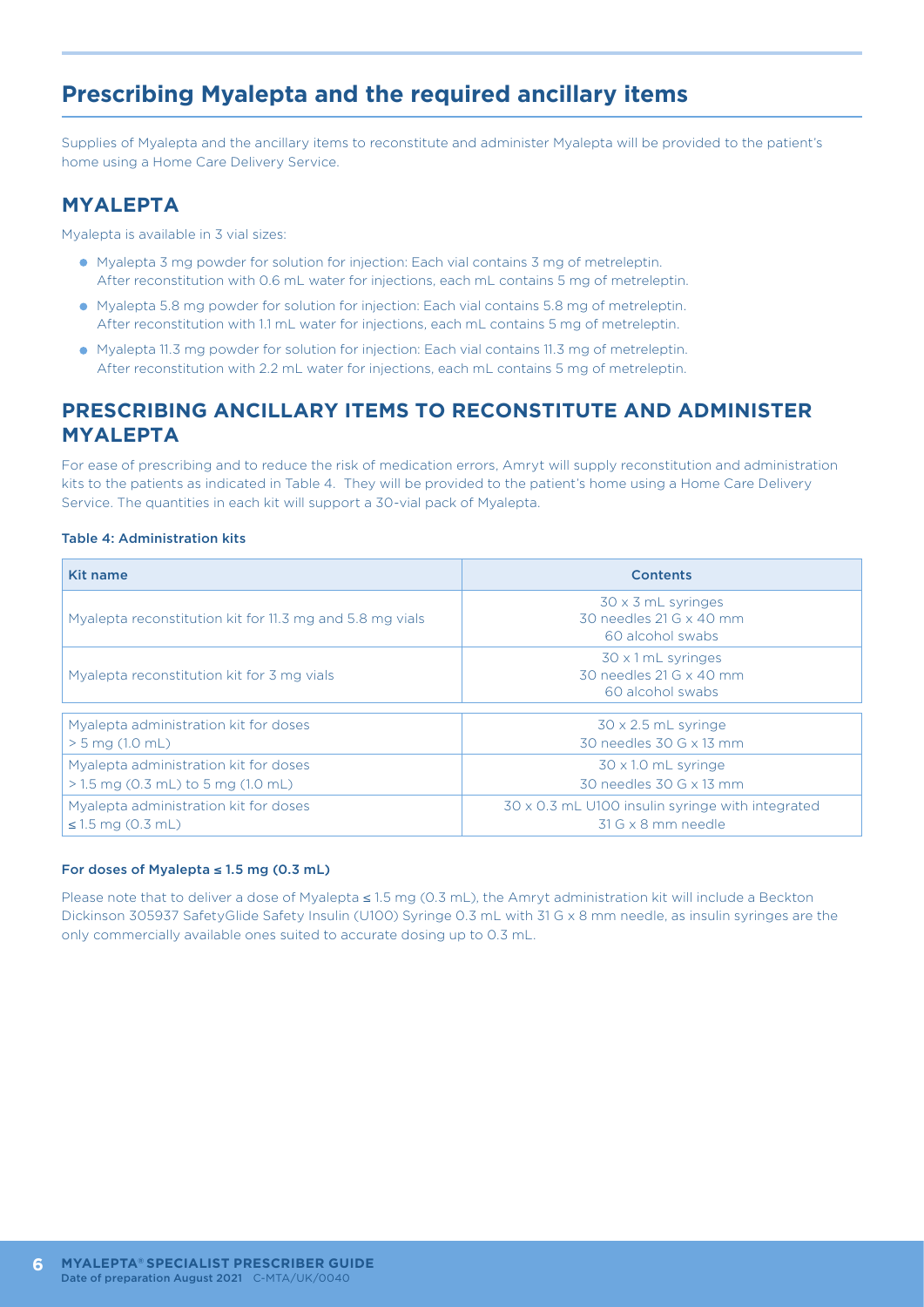## Prescribing Myalepta and the required ancillary items

Supplies of Myalepta and the ancillary items to reconstitute and administer Myalepta will be provided to the patient's home using a Home Care Delivery Service.

### MYALEPTA

Myalepta is available in 3 vial sizes:

- Myalepta 3 mg powder for solution for injection: Each vial contains 3 mg of metreleptin. After reconstitution with 0.6 mL water for injections, each mL contains 5 mg of metreleptin.
- Myalepta 5.8 mg powder for solution for injection: Each vial contains 5.8 mg of metreleptin. After reconstitution with 1.1 mL water for injections, each mL contains 5 mg of metreleptin.
- Myalepta 11.3 mg powder for solution for injection: Each vial contains 11.3 mg of metreleptin. After reconstitution with 2.2 mL water for injections, each mL contains 5 mg of metreleptin.

### PRESCRIBING ANCILLARY ITEMS TO RECONSTITUTE AND ADMINISTER MYALEPTA

For ease of prescribing and to reduce the risk of medication errors, Amryt will supply reconstitution and administration kits to the patients as indicated in Table 4. They will be provided to the patient's home using a Home Care Delivery Service. The quantities in each kit will support a 30-vial pack of Myalepta.

**Table 4: Administration kits**

| Kit name | Contents |
| --- | --- |
| Myalepta reconstitution kit for 11.3 mg and 5.8 mg vials | 30 x 3 mL syringes<br>30 needles 21 G x 40 mm<br>60 alcohol swabs |
| Myalepta reconstitution kit for 3 mg vials | 30 x 1 mL syringes<br>30 needles 21 G x 40 mm<br>60 alcohol swabs |
| Myalepta administration kit for doses > 5 mg (1.0 mL) | 30 x 2.5 mL syringe<br>30 needles 30 G x 13 mm |
| Myalepta administration kit for doses > 1.5 mg (0.3 mL) to 5 mg (1.0 mL) | 30 x 1.0 mL syringe<br>30 needles 30 G x 13 mm |
| Myalepta administration kit for doses ≤ 1.5 mg (0.3 mL) | 30 x 0.3 mL U100 insulin syringe with integrated 31 G x 8 mm needle |

**For doses of Myalepta ≤ 1.5 mg (0.3 mL)**

Please note that to deliver a dose of Myalepta ≤ 1.5 mg (0.3 mL), the Amryt administration kit will include a Beckton Dickinson 305937 SafetyGlide Safety Insulin (U100) Syringe 0.3 mL with 31 G x 8 mm needle, as insulin syringes are the only commercially available ones suited to accurate dosing up to 0.3 mL.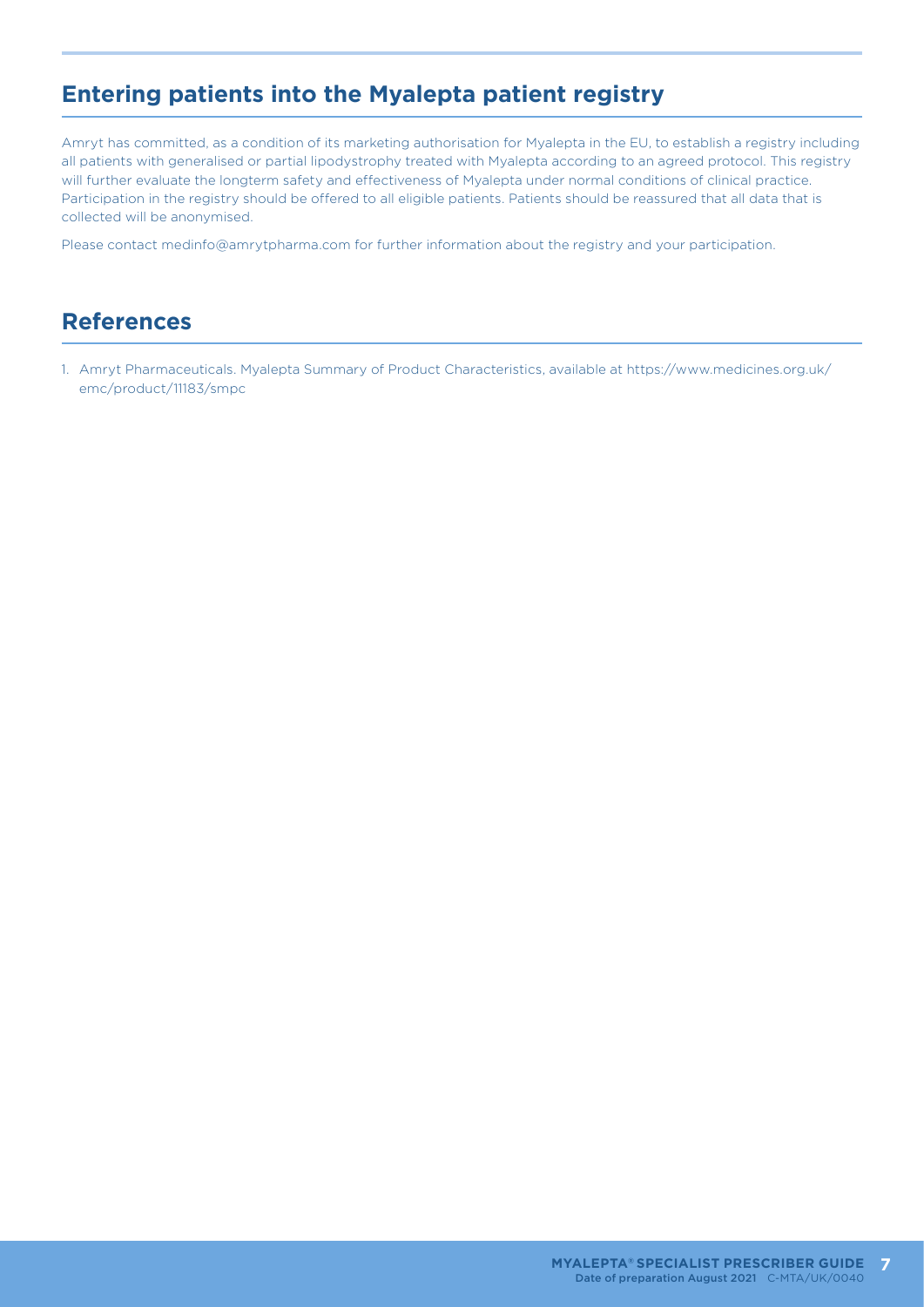## Entering patients into the Myalepta patient registry

Amryt has committed, as a condition of its marketing authorisation for Myalepta in the EU, to establish a registry including all patients with generalised or partial lipodystrophy treated with Myalepta according to an agreed protocol. This registry will further evaluate the longterm safety and effectiveness of Myalepta under normal conditions of clinical practice. Participation in the registry should be offered to all eligible patients. Patients should be reassured that all data that is collected will be anonymised.

Please contact medinfo@amrytpharma.com for further information about the registry and your participation.

## References

1. Amryt Pharmaceuticals. Myalepta Summary of Product Characteristics, available at https://www.medicines.org.uk/emc/product/11183/smpc

Date of preparation August 2021 C-MTA/UK/0040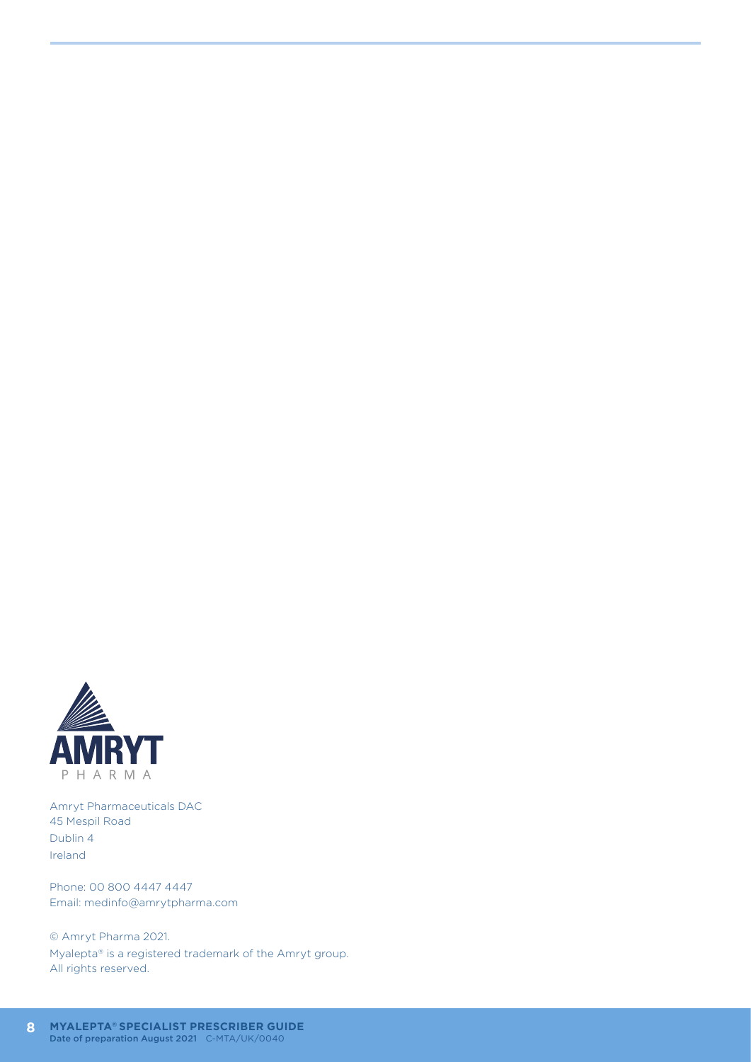AMRYT
PHARMA

Amryt Pharmaceuticals DAC
45 Mespil Road
Dublin 4
Ireland

Phone: 00 800 4447 4447
Email: medinfo@amrytpharma.com

© Amryt Pharma 2021.
Myalepta® is a registered trademark of the Amryt group.
All rights reserved.

Date of preparation August 2021 C-MTA/UK/0040